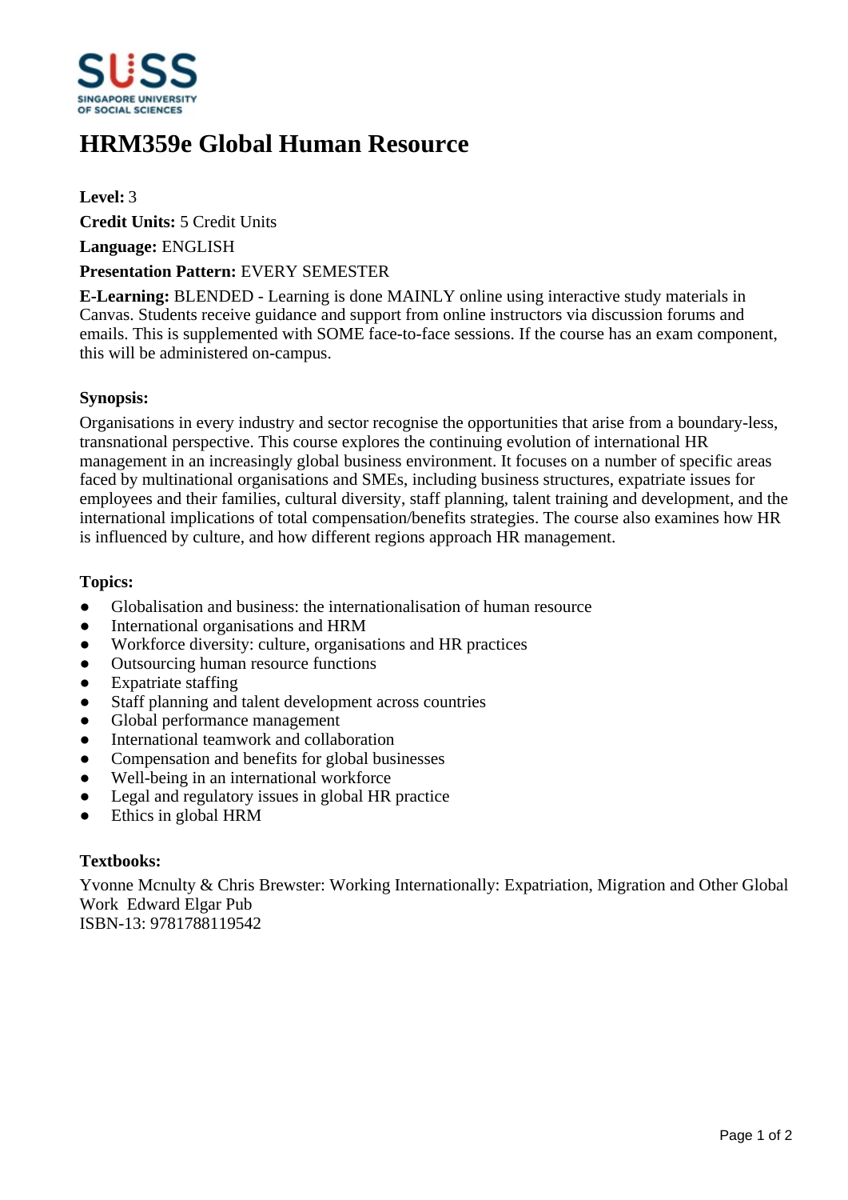# HRM359e Global Human Resource

**Level:** 3

**Credit Units:** 5 Credit Units

**Language:** ENGLISH

**Presentation Pattern:** EVERY SEMESTER

**E-Learning:** BLENDED - Learning is done MAINLY online using interactive study materials in Canvas. Students receive guidance and support from online instructors via discussion forums and emails. This is supplemented with SOME face-to-face sessions. If the course has an exam component, this will be administered on-campus.

### Synopsis:

Organisations in every industry and sector recognise the opportunities that arise from a boundary-less, transnational perspective. This course explores the continuing evolution of international HR management in an increasingly global business environment. It focuses on a number of specific areas faced by multinational organisations and SMEs, including business structures, expatriate issues for employees and their families, cultural diversity, staff planning, talent training and development, and the international implications of total compensation/benefits strategies. The course also examines how HR is influenced by culture, and how different regions approach HR management.

### Topics:

- Globalisation and business: the internationalisation of human resource
- International organisations and HRM
- Workforce diversity: culture, organisations and HR practices
- Outsourcing human resource functions
- Expatriate staffing
- Staff planning and talent development across countries
- Global performance management
- International teamwork and collaboration
- Compensation and benefits for global businesses
- Well-being in an international workforce
- Legal and regulatory issues in global HR practice
- Ethics in global HRM

### Textbooks:

Yvonne Mcnulty & Chris Brewster: Working Internationally: Expatriation, Migration and Other Global Work Edward Elgar Pub
ISBN-13: 9781788119542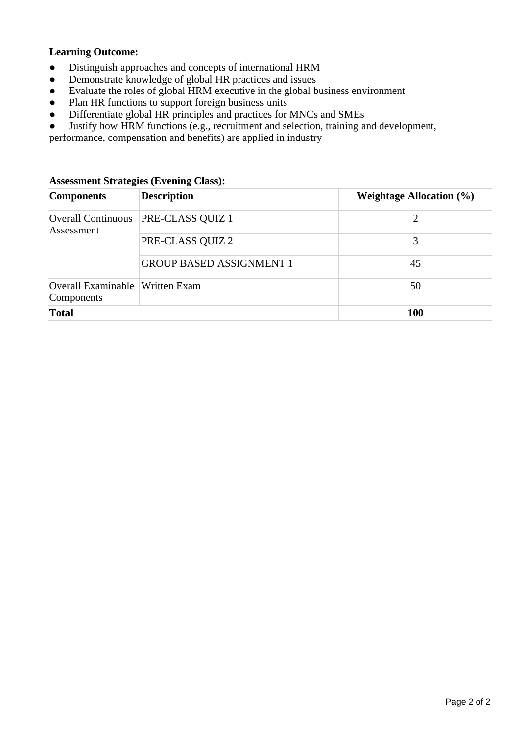**Learning Outcome:**

- Distinguish approaches and concepts of international HRM
- Demonstrate knowledge of global HR practices and issues
- Evaluate the roles of global HRM executive in the global business environment
- Plan HR functions to support foreign business units
- Differentiate global HR principles and practices for MNCs and SMEs
- Justify how HRM functions (e.g., recruitment and selection, training and development, performance, compensation and benefits) are applied in industry

**Assessment Strategies (Evening Class):**

| Components | Description | Weightage Allocation (%) |
|---|---|---|
| Overall Continuous Assessment | PRE-CLASS QUIZ 1 | 2 |
| | PRE-CLASS QUIZ 2 | 3 |
| | GROUP BASED ASSIGNMENT 1 | 45 |
| Overall Examinable Components | Written Exam | 50 |
| **Total** | | **100** |